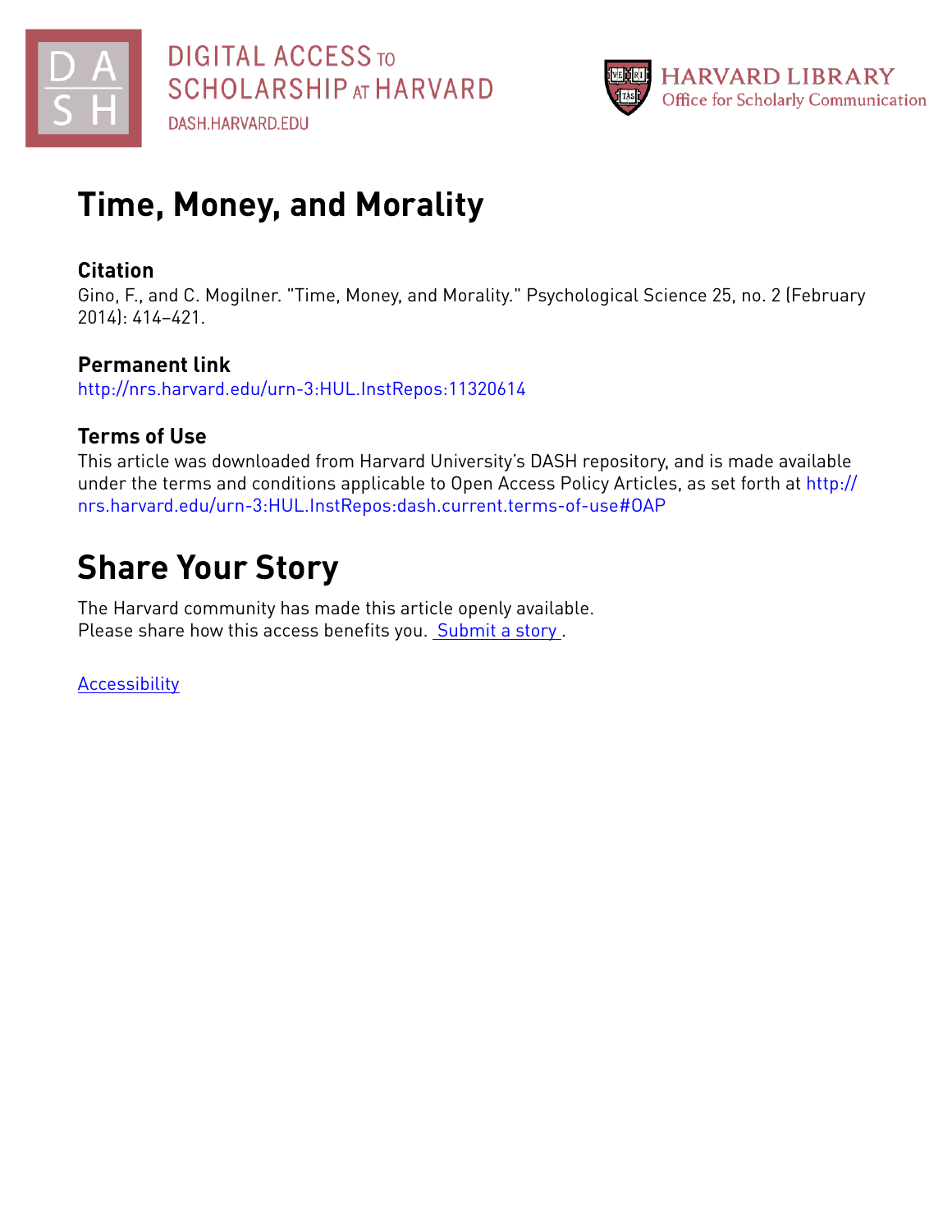# Time, Money, and Morality

## Citation

Gino, F., and C. Mogilner. "Time, Money, and Morality." Psychological Science 25, no. 2 (February 2014): 414–421.

## Permanent link

http://nrs.harvard.edu/urn-3:HUL.InstRepos:11320614

## Terms of Use

This article was downloaded from Harvard University's DASH repository, and is made available under the terms and conditions applicable to Open Access Policy Articles, as set forth at http://nrs.harvard.edu/urn-3:HUL.InstRepos:dash.current.terms-of-use#OAP

# Share Your Story

The Harvard community has made this article openly available.
Please share how this access benefits you. Submit a story .

Accessibility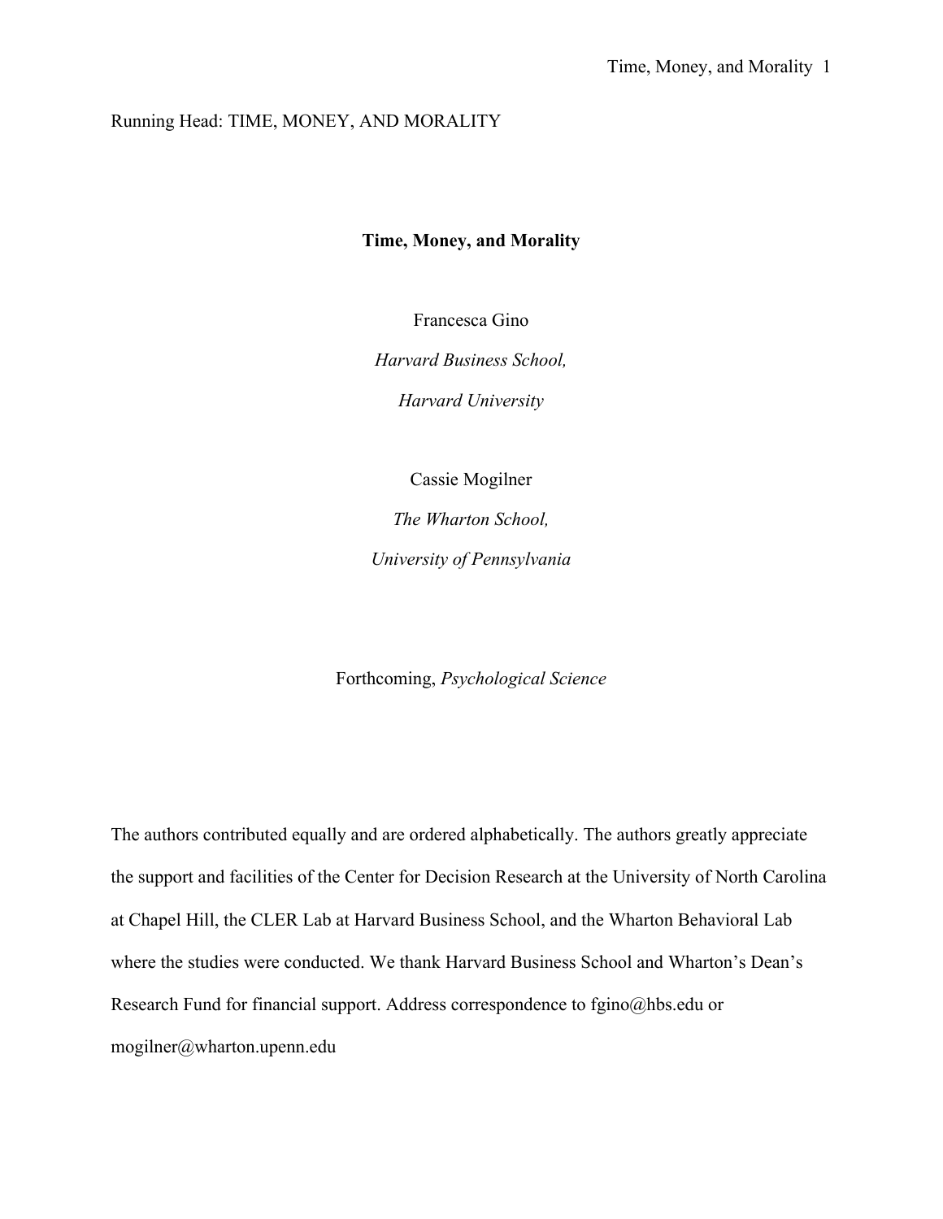Running Head: TIME, MONEY, AND MORALITY

# Time, Money, and Morality

Francesca Gino

*Harvard Business School,*

*Harvard University*

Cassie Mogilner

*The Wharton School,*

*University of Pennsylvania*

Forthcoming, *Psychological Science*

The authors contributed equally and are ordered alphabetically. The authors greatly appreciate the support and facilities of the Center for Decision Research at the University of North Carolina at Chapel Hill, the CLER Lab at Harvard Business School, and the Wharton Behavioral Lab where the studies were conducted. We thank Harvard Business School and Wharton's Dean's Research Fund for financial support. Address correspondence to fgino@hbs.edu or mogilner@wharton.upenn.edu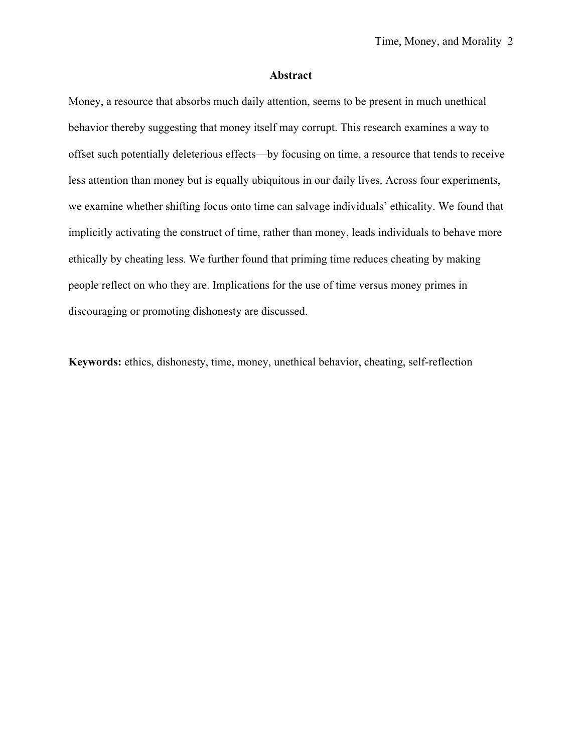## Abstract

Money, a resource that absorbs much daily attention, seems to be present in much unethical behavior thereby suggesting that money itself may corrupt. This research examines a way to offset such potentially deleterious effects—by focusing on time, a resource that tends to receive less attention than money but is equally ubiquitous in our daily lives. Across four experiments, we examine whether shifting focus onto time can salvage individuals' ethicality. We found that implicitly activating the construct of time, rather than money, leads individuals to behave more ethically by cheating less. We further found that priming time reduces cheating by making people reflect on who they are. Implications for the use of time versus money primes in discouraging or promoting dishonesty are discussed.

**Keywords:** ethics, dishonesty, time, money, unethical behavior, cheating, self-reflection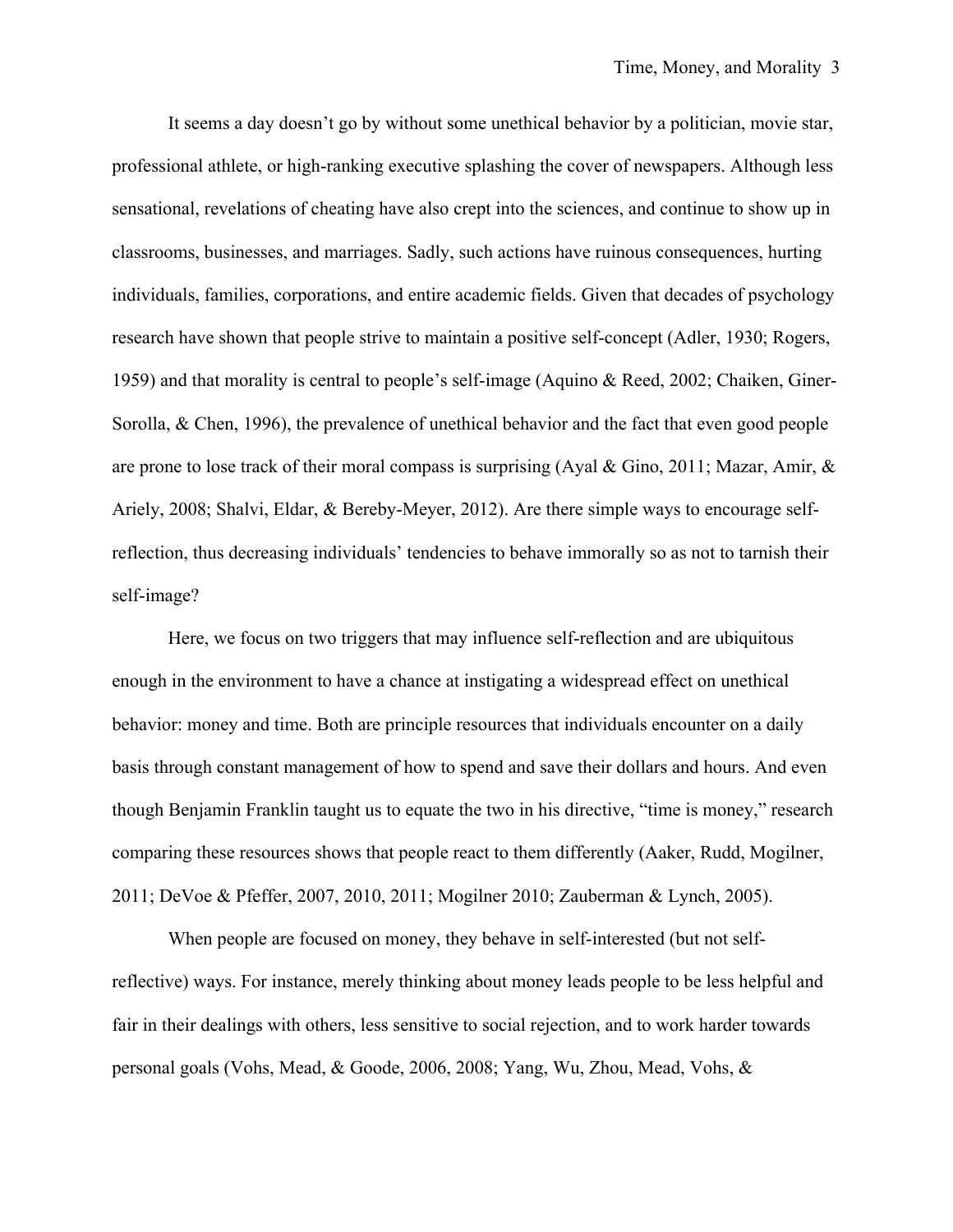It seems a day doesn't go by without some unethical behavior by a politician, movie star, professional athlete, or high-ranking executive splashing the cover of newspapers. Although less sensational, revelations of cheating have also crept into the sciences, and continue to show up in classrooms, businesses, and marriages. Sadly, such actions have ruinous consequences, hurting individuals, families, corporations, and entire academic fields. Given that decades of psychology research have shown that people strive to maintain a positive self-concept (Adler, 1930; Rogers, 1959) and that morality is central to people's self-image (Aquino & Reed, 2002; Chaiken, Giner-Sorolla, & Chen, 1996), the prevalence of unethical behavior and the fact that even good people are prone to lose track of their moral compass is surprising (Ayal & Gino, 2011; Mazar, Amir, & Ariely, 2008; Shalvi, Eldar, & Bereby-Meyer, 2012). Are there simple ways to encourage self-reflection, thus decreasing individuals' tendencies to behave immorally so as not to tarnish their self-image?

Here, we focus on two triggers that may influence self-reflection and are ubiquitous enough in the environment to have a chance at instigating a widespread effect on unethical behavior: money and time. Both are principle resources that individuals encounter on a daily basis through constant management of how to spend and save their dollars and hours. And even though Benjamin Franklin taught us to equate the two in his directive, "time is money," research comparing these resources shows that people react to them differently (Aaker, Rudd, Mogilner, 2011; DeVoe & Pfeffer, 2007, 2010, 2011; Mogilner 2010; Zauberman & Lynch, 2005).

When people are focused on money, they behave in self-interested (but not self-reflective) ways. For instance, merely thinking about money leads people to be less helpful and fair in their dealings with others, less sensitive to social rejection, and to work harder towards personal goals (Vohs, Mead, & Goode, 2006, 2008; Yang, Wu, Zhou, Mead, Vohs, &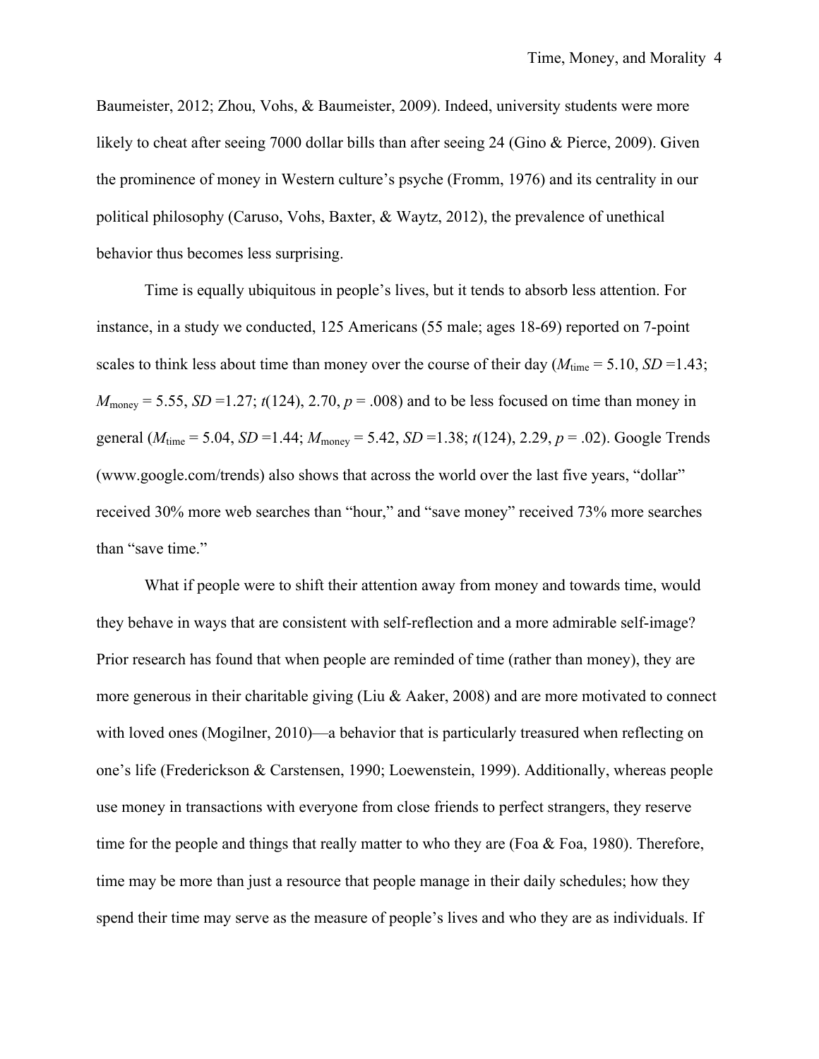Baumeister, 2012; Zhou, Vohs, & Baumeister, 2009). Indeed, university students were more likely to cheat after seeing 7000 dollar bills than after seeing 24 (Gino & Pierce, 2009). Given the prominence of money in Western culture's psyche (Fromm, 1976) and its centrality in our political philosophy (Caruso, Vohs, Baxter, & Waytz, 2012), the prevalence of unethical behavior thus becomes less surprising.

Time is equally ubiquitous in people's lives, but it tends to absorb less attention. For instance, in a study we conducted, 125 Americans (55 male; ages 18-69) reported on 7-point scales to think less about time than money over the course of their day ($M_{\text{time}}$ = 5.10, $SD$ =1.43; $M_{\text{money}}$ = 5.55, $SD$ =1.27; $t(124)$, 2.70, $p$ = .008) and to be less focused on time than money in general ($M_{\text{time}}$ = 5.04, $SD$ =1.44; $M_{\text{money}}$ = 5.42, $SD$ =1.38; $t(124)$, 2.29, $p$ = .02). Google Trends (www.google.com/trends) also shows that across the world over the last five years, "dollar" received 30% more web searches than "hour," and "save money" received 73% more searches than "save time."

What if people were to shift their attention away from money and towards time, would they behave in ways that are consistent with self-reflection and a more admirable self-image? Prior research has found that when people are reminded of time (rather than money), they are more generous in their charitable giving (Liu & Aaker, 2008) and are more motivated to connect with loved ones (Mogilner, 2010)—a behavior that is particularly treasured when reflecting on one's life (Frederickson & Carstensen, 1990; Loewenstein, 1999). Additionally, whereas people use money in transactions with everyone from close friends to perfect strangers, they reserve time for the people and things that really matter to who they are (Foa & Foa, 1980). Therefore, time may be more than just a resource that people manage in their daily schedules; how they spend their time may serve as the measure of people's lives and who they are as individuals. If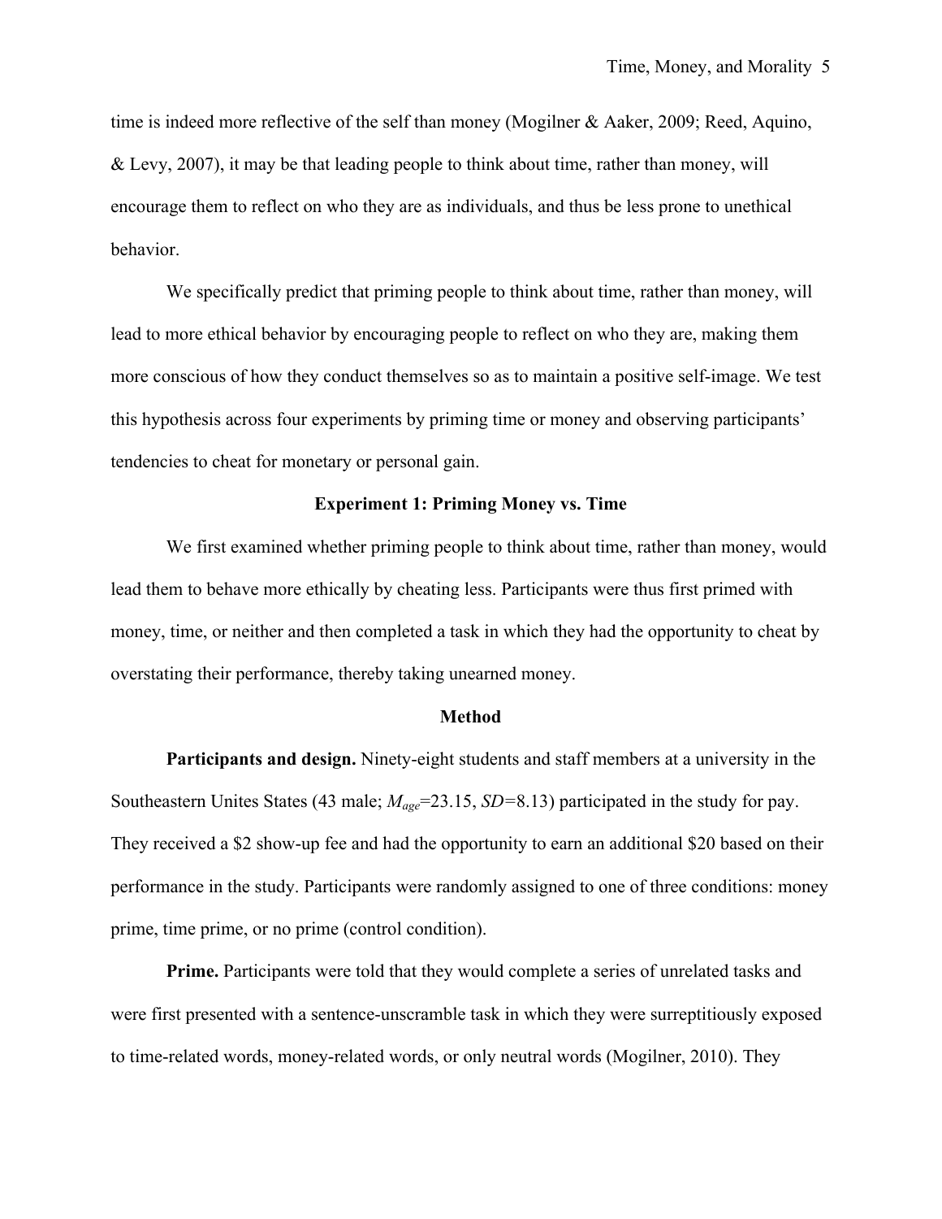time is indeed more reflective of the self than money (Mogilner & Aaker, 2009; Reed, Aquino, & Levy, 2007), it may be that leading people to think about time, rather than money, will encourage them to reflect on who they are as individuals, and thus be less prone to unethical behavior.

We specifically predict that priming people to think about time, rather than money, will lead to more ethical behavior by encouraging people to reflect on who they are, making them more conscious of how they conduct themselves so as to maintain a positive self-image. We test this hypothesis across four experiments by priming time or money and observing participants' tendencies to cheat for monetary or personal gain.

## Experiment 1: Priming Money vs. Time

We first examined whether priming people to think about time, rather than money, would lead them to behave more ethically by cheating less. Participants were thus first primed with money, time, or neither and then completed a task in which they had the opportunity to cheat by overstating their performance, thereby taking unearned money.

### Method

**Participants and design.** Ninety-eight students and staff members at a university in the Southeastern Unites States (43 male; $M_{age}$=23.15, $SD$=8.13) participated in the study for pay. They received a $2 show-up fee and had the opportunity to earn an additional $20 based on their performance in the study. Participants were randomly assigned to one of three conditions: money prime, time prime, or no prime (control condition).

**Prime.** Participants were told that they would complete a series of unrelated tasks and were first presented with a sentence-unscramble task in which they were surreptitiously exposed to time-related words, money-related words, or only neutral words (Mogilner, 2010). They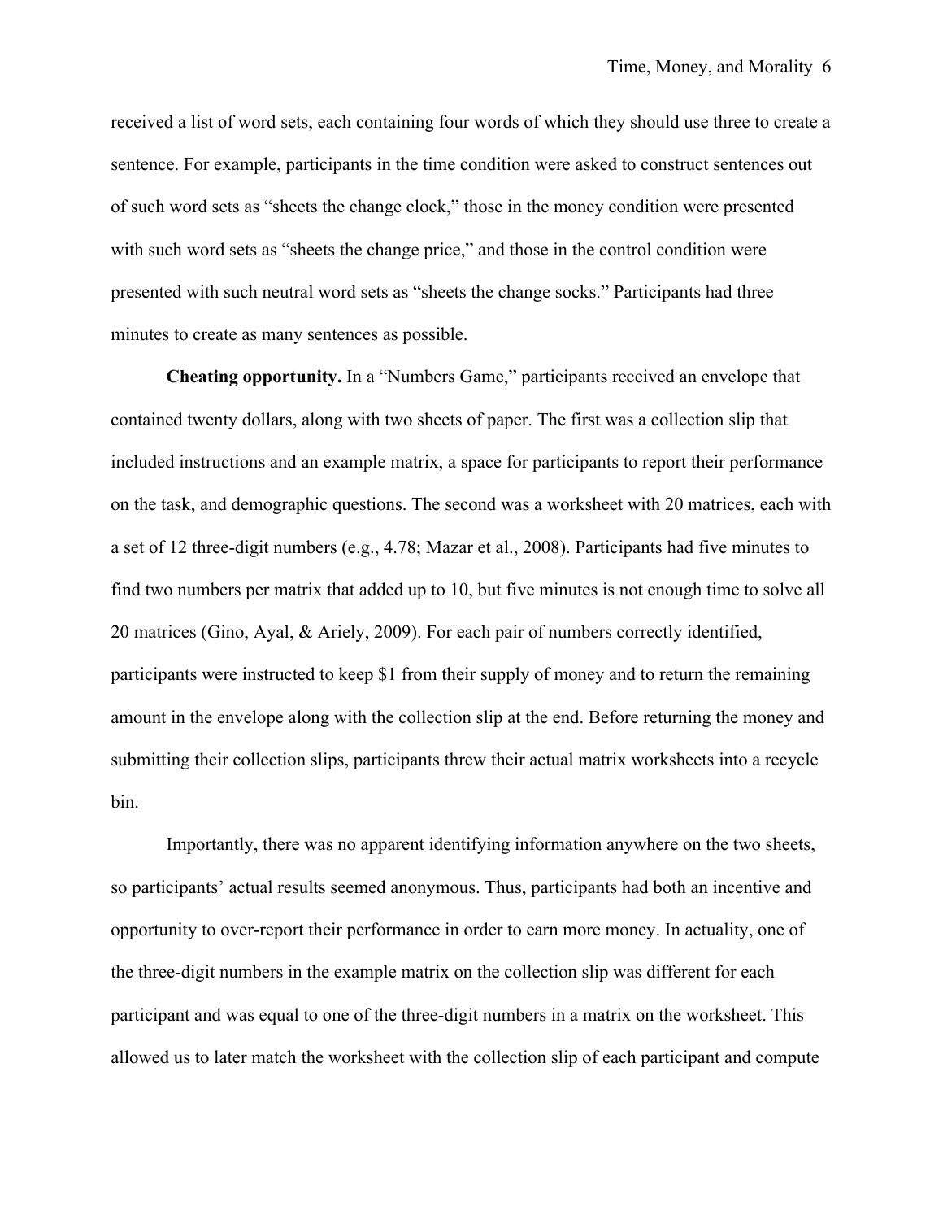received a list of word sets, each containing four words of which they should use three to create a sentence. For example, participants in the time condition were asked to construct sentences out of such word sets as "sheets the change clock," those in the money condition were presented with such word sets as "sheets the change price," and those in the control condition were presented with such neutral word sets as "sheets the change socks." Participants had three minutes to create as many sentences as possible.

**Cheating opportunity.** In a "Numbers Game," participants received an envelope that contained twenty dollars, along with two sheets of paper. The first was a collection slip that included instructions and an example matrix, a space for participants to report their performance on the task, and demographic questions. The second was a worksheet with 20 matrices, each with a set of 12 three-digit numbers (e.g., 4.78; Mazar et al., 2008). Participants had five minutes to find two numbers per matrix that added up to 10, but five minutes is not enough time to solve all 20 matrices (Gino, Ayal, & Ariely, 2009). For each pair of numbers correctly identified, participants were instructed to keep \$1 from their supply of money and to return the remaining amount in the envelope along with the collection slip at the end. Before returning the money and submitting their collection slips, participants threw their actual matrix worksheets into a recycle bin.

Importantly, there was no apparent identifying information anywhere on the two sheets, so participants' actual results seemed anonymous. Thus, participants had both an incentive and opportunity to over-report their performance in order to earn more money. In actuality, one of the three-digit numbers in the example matrix on the collection slip was different for each participant and was equal to one of the three-digit numbers in a matrix on the worksheet. This allowed us to later match the worksheet with the collection slip of each participant and compute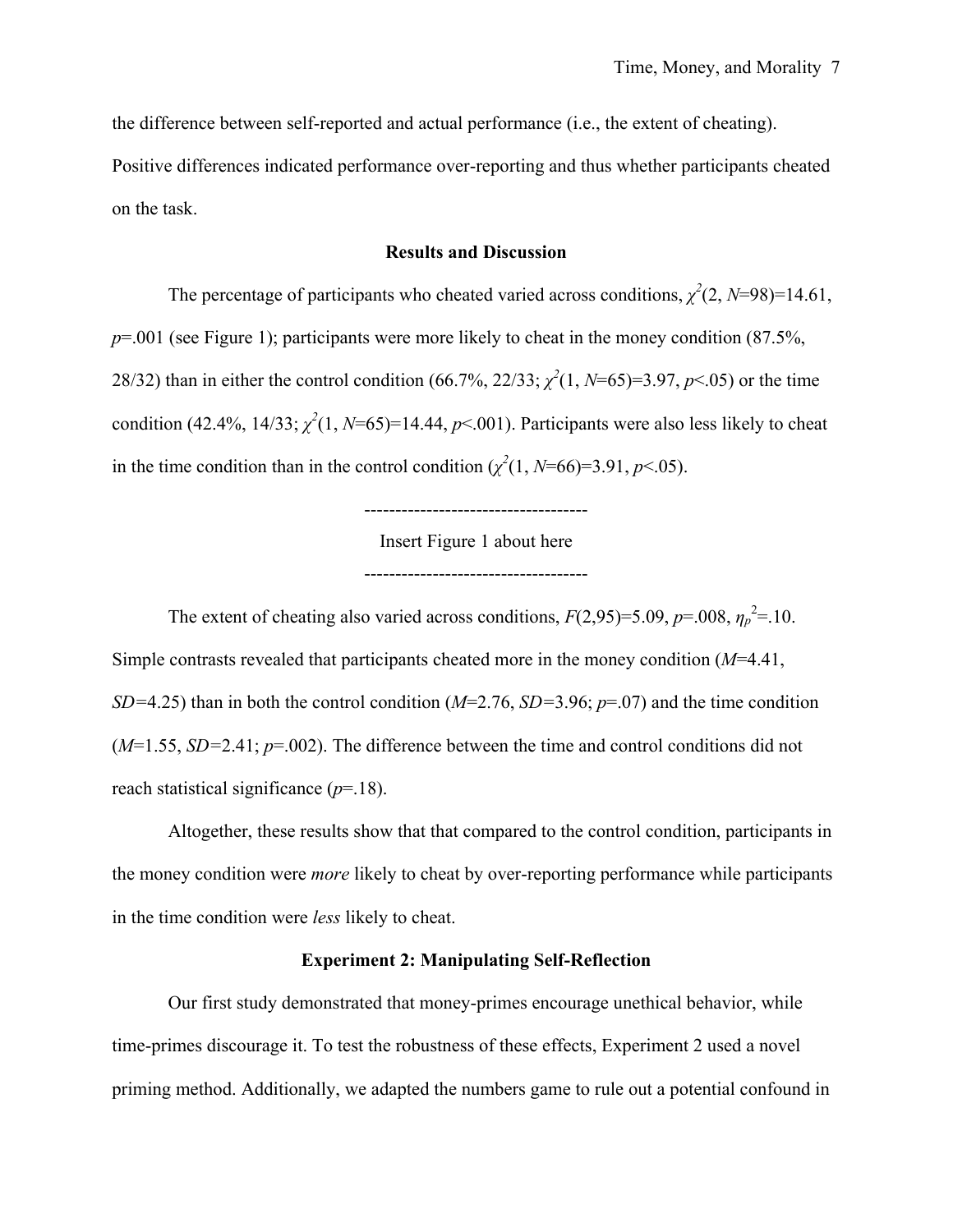the difference between self-reported and actual performance (i.e., the extent of cheating). Positive differences indicated performance over-reporting and thus whether participants cheated on the task.

## Results and Discussion

The percentage of participants who cheated varied across conditions, $\chi^2(2, N=98)=14.61$, $p=.001$ (see Figure 1); participants were more likely to cheat in the money condition (87.5%, 28/32) than in either the control condition (66.7%, 22/33; $\chi^2(1, N=65)=3.97$, $p<.05$) or the time condition (42.4%, 14/33; $\chi^2(1, N=65)=14.44$, $p<.001$). Participants were also less likely to cheat in the time condition than in the control condition ($\chi^2(1, N=66)=3.91$, $p<.05$).

------------------------------------

Insert Figure 1 about here

------------------------------------

The extent of cheating also varied across conditions, $F(2,95)=5.09$, $p=.008$, $\eta_p^2=.10$. Simple contrasts revealed that participants cheated more in the money condition ($M=4.41$, $SD=4.25$) than in both the control condition ($M=2.76$, $SD=3.96$; $p=.07$) and the time condition ($M=1.55$, $SD=2.41$; $p=.002$). The difference between the time and control conditions did not reach statistical significance ($p=.18$).

Altogether, these results show that that compared to the control condition, participants in the money condition were *more* likely to cheat by over-reporting performance while participants in the time condition were *less* likely to cheat.

## Experiment 2: Manipulating Self-Reflection

Our first study demonstrated that money-primes encourage unethical behavior, while time-primes discourage it. To test the robustness of these effects, Experiment 2 used a novel priming method. Additionally, we adapted the numbers game to rule out a potential confound in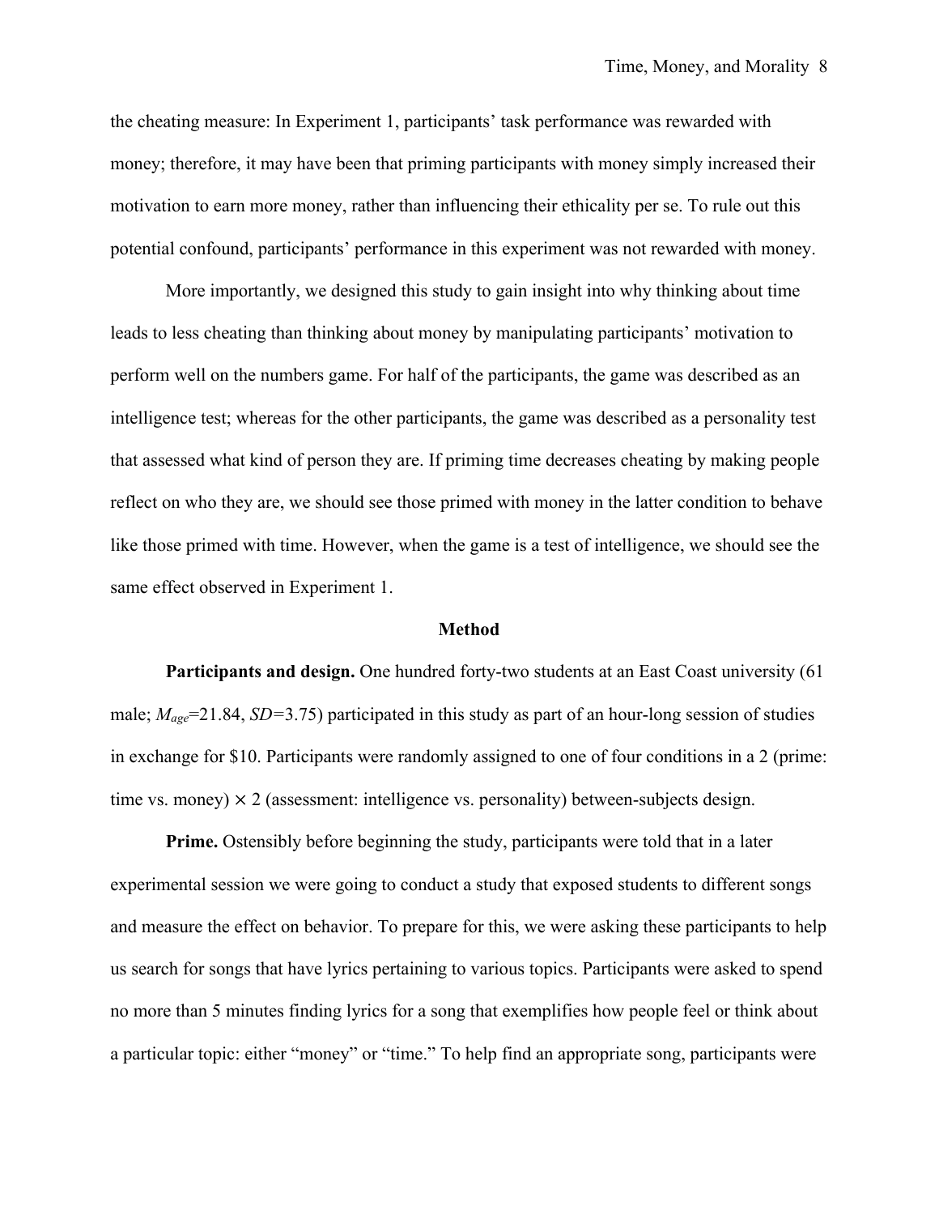the cheating measure: In Experiment 1, participants' task performance was rewarded with money; therefore, it may have been that priming participants with money simply increased their motivation to earn more money, rather than influencing their ethicality per se. To rule out this potential confound, participants' performance in this experiment was not rewarded with money.

More importantly, we designed this study to gain insight into why thinking about time leads to less cheating than thinking about money by manipulating participants' motivation to perform well on the numbers game. For half of the participants, the game was described as an intelligence test; whereas for the other participants, the game was described as a personality test that assessed what kind of person they are. If priming time decreases cheating by making people reflect on who they are, we should see those primed with money in the latter condition to behave like those primed with time. However, when the game is a test of intelligence, we should see the same effect observed in Experiment 1.

### Method

**Participants and design.** One hundred forty-two students at an East Coast university (61 male; $M_{age}$=21.84, $SD$=3.75) participated in this study as part of an hour-long session of studies in exchange for $10. Participants were randomly assigned to one of four conditions in a 2 (prime: time vs. money) × 2 (assessment: intelligence vs. personality) between-subjects design.

**Prime.** Ostensibly before beginning the study, participants were told that in a later experimental session we were going to conduct a study that exposed students to different songs and measure the effect on behavior. To prepare for this, we were asking these participants to help us search for songs that have lyrics pertaining to various topics. Participants were asked to spend no more than 5 minutes finding lyrics for a song that exemplifies how people feel or think about a particular topic: either "money" or "time." To help find an appropriate song, participants were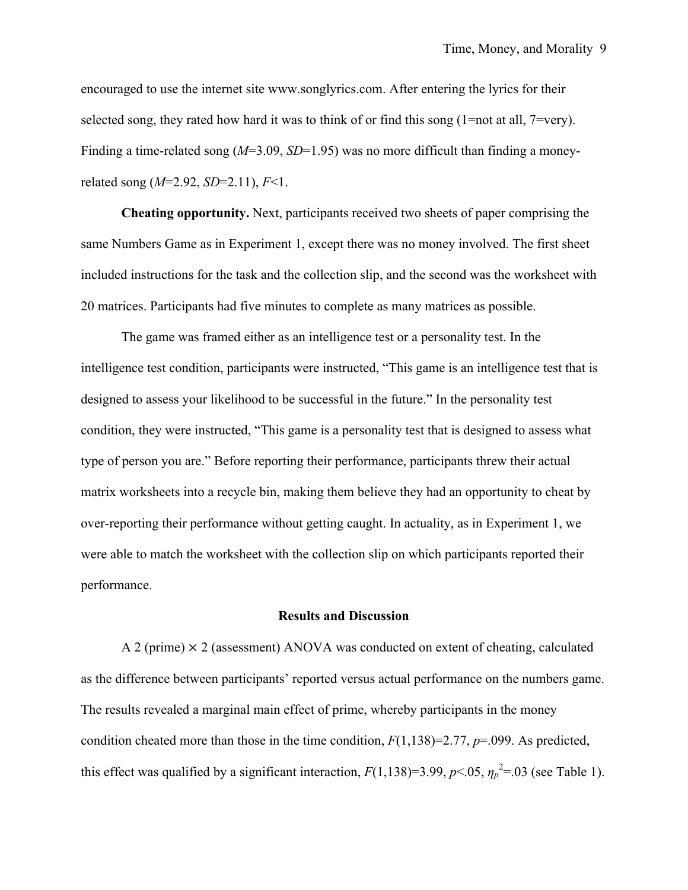encouraged to use the internet site www.songlyrics.com. After entering the lyrics for their selected song, they rated how hard it was to think of or find this song (1=not at all, 7=very). Finding a time-related song ($M$=3.09, $SD$=1.95) was no more difficult than finding a money-related song ($M$=2.92, $SD$=2.11), $F$<1.

**Cheating opportunity.** Next, participants received two sheets of paper comprising the same Numbers Game as in Experiment 1, except there was no money involved. The first sheet included instructions for the task and the collection slip, and the second was the worksheet with 20 matrices. Participants had five minutes to complete as many matrices as possible.

The game was framed either as an intelligence test or a personality test. In the intelligence test condition, participants were instructed, "This game is an intelligence test that is designed to assess your likelihood to be successful in the future." In the personality test condition, they were instructed, "This game is a personality test that is designed to assess what type of person you are." Before reporting their performance, participants threw their actual matrix worksheets into a recycle bin, making them believe they had an opportunity to cheat by over-reporting their performance without getting caught. In actuality, as in Experiment 1, we were able to match the worksheet with the collection slip on which participants reported their performance.

## Results and Discussion

A 2 (prime) × 2 (assessment) ANOVA was conducted on extent of cheating, calculated as the difference between participants' reported versus actual performance on the numbers game. The results revealed a marginal main effect of prime, whereby participants in the money condition cheated more than those in the time condition, $F(1,138)=2.77$, $p=.099$. As predicted, this effect was qualified by a significant interaction, $F(1,138)=3.99$, $p<.05$, $\eta_p^2=.03$ (see Table 1).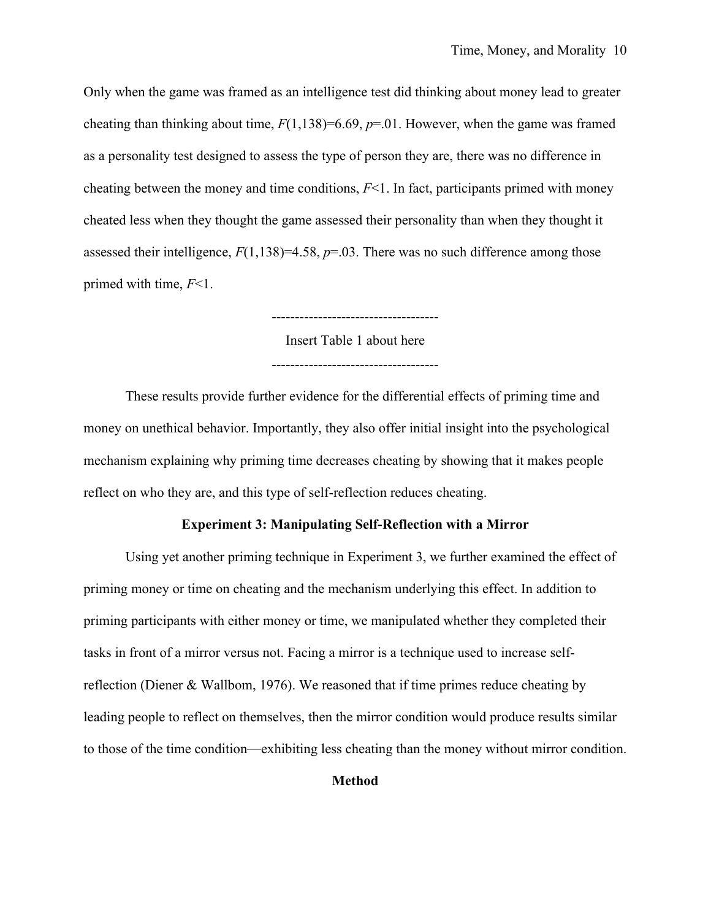Only when the game was framed as an intelligence test did thinking about money lead to greater cheating than thinking about time, $F(1,138)=6.69$, $p=.01$. However, when the game was framed as a personality test designed to assess the type of person they are, there was no difference in cheating between the money and time conditions, $F<1$. In fact, participants primed with money cheated less when they thought the game assessed their personality than when they thought it assessed their intelligence, $F(1,138)=4.58$, $p=.03$. There was no such difference among those primed with time, $F<1$.

------------------------------------

Insert Table 1 about here

------------------------------------

These results provide further evidence for the differential effects of priming time and money on unethical behavior. Importantly, they also offer initial insight into the psychological mechanism explaining why priming time decreases cheating by showing that it makes people reflect on who they are, and this type of self-reflection reduces cheating.

### Experiment 3: Manipulating Self-Reflection with a Mirror

Using yet another priming technique in Experiment 3, we further examined the effect of priming money or time on cheating and the mechanism underlying this effect. In addition to priming participants with either money or time, we manipulated whether they completed their tasks in front of a mirror versus not. Facing a mirror is a technique used to increase self-reflection (Diener & Wallbom, 1976). We reasoned that if time primes reduce cheating by leading people to reflect on themselves, then the mirror condition would produce results similar to those of the time condition—exhibiting less cheating than the money without mirror condition.

#### Method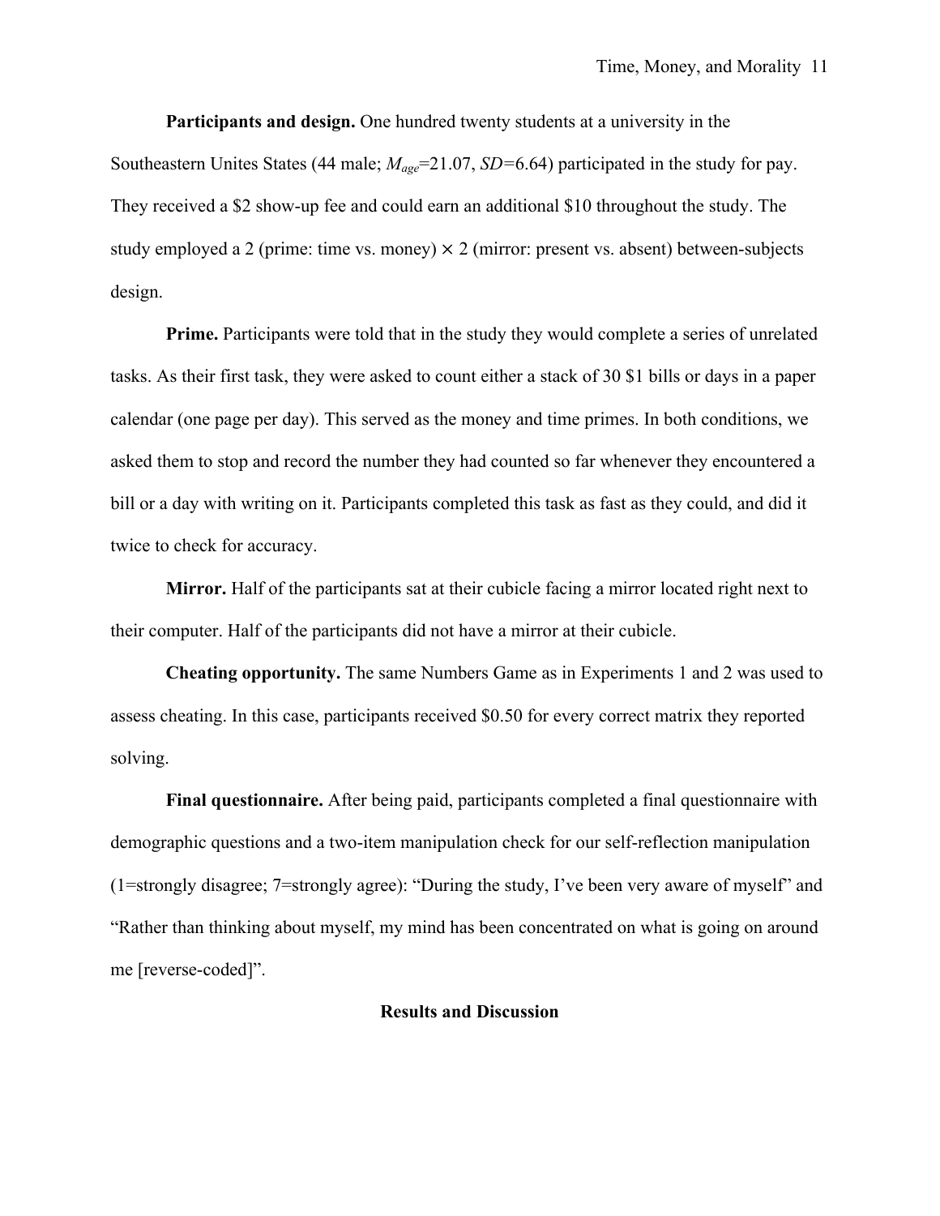**Participants and design.** One hundred twenty students at a university in the Southeastern Unites States (44 male; $M_{age}$=21.07, *SD*=6.64) participated in the study for pay. They received a $2 show-up fee and could earn an additional $10 throughout the study. The study employed a 2 (prime: time vs. money) × 2 (mirror: present vs. absent) between-subjects design.

**Prime.** Participants were told that in the study they would complete a series of unrelated tasks. As their first task, they were asked to count either a stack of 30 $1 bills or days in a paper calendar (one page per day). This served as the money and time primes. In both conditions, we asked them to stop and record the number they had counted so far whenever they encountered a bill or a day with writing on it. Participants completed this task as fast as they could, and did it twice to check for accuracy.

**Mirror.** Half of the participants sat at their cubicle facing a mirror located right next to their computer. Half of the participants did not have a mirror at their cubicle.

**Cheating opportunity.** The same Numbers Game as in Experiments 1 and 2 was used to assess cheating. In this case, participants received $0.50 for every correct matrix they reported solving.

**Final questionnaire.** After being paid, participants completed a final questionnaire with demographic questions and a two-item manipulation check for our self-reflection manipulation (1=strongly disagree; 7=strongly agree): "During the study, I've been very aware of myself" and "Rather than thinking about myself, my mind has been concentrated on what is going on around me [reverse-coded]".

## Results and Discussion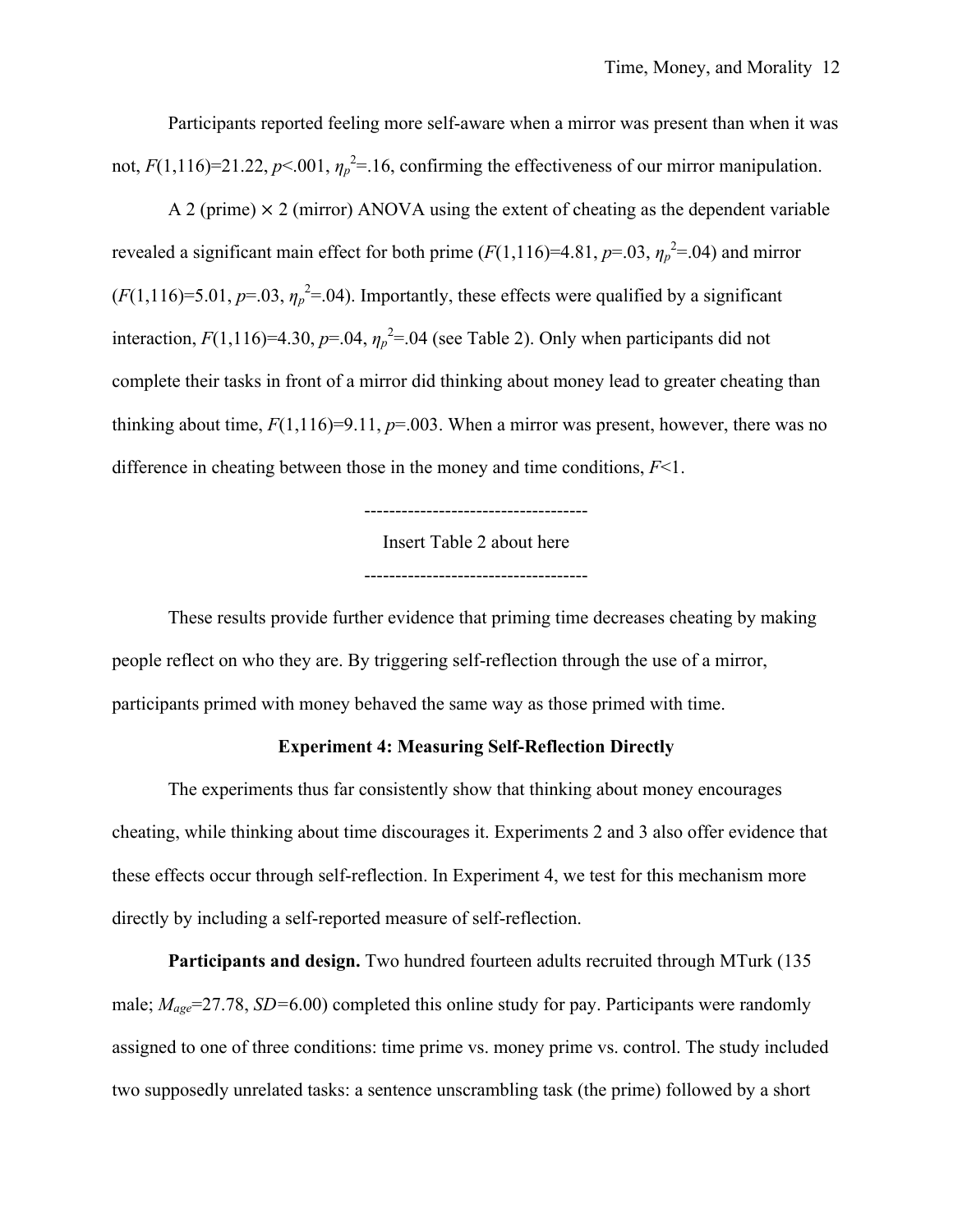Participants reported feeling more self-aware when a mirror was present than when it was not, $F(1,116)=21.22$, $p<.001$, $\eta_p^2=.16$, confirming the effectiveness of our mirror manipulation.

A 2 (prime) × 2 (mirror) ANOVA using the extent of cheating as the dependent variable revealed a significant main effect for both prime ($F(1,116)=4.81$, $p=.03$, $\eta_p^2=.04$) and mirror ($F(1,116)=5.01$, $p=.03$, $\eta_p^2=.04$). Importantly, these effects were qualified by a significant interaction, $F(1,116)=4.30$, $p=.04$, $\eta_p^2=.04$ (see Table 2). Only when participants did not complete their tasks in front of a mirror did thinking about money lead to greater cheating than thinking about time, $F(1,116)=9.11$, $p=.003$. When a mirror was present, however, there was no difference in cheating between those in the money and time conditions, $F<1$.

------------------------------------

Insert Table 2 about here

------------------------------------

These results provide further evidence that priming time decreases cheating by making people reflect on who they are. By triggering self-reflection through the use of a mirror, participants primed with money behaved the same way as those primed with time.

### Experiment 4: Measuring Self-Reflection Directly

The experiments thus far consistently show that thinking about money encourages cheating, while thinking about time discourages it. Experiments 2 and 3 also offer evidence that these effects occur through self-reflection. In Experiment 4, we test for this mechanism more directly by including a self-reported measure of self-reflection.

**Participants and design.** Two hundred fourteen adults recruited through MTurk (135 male; $M_{age}=27.78$, $SD=6.00$) completed this online study for pay. Participants were randomly assigned to one of three conditions: time prime vs. money prime vs. control. The study included two supposedly unrelated tasks: a sentence unscrambling task (the prime) followed by a short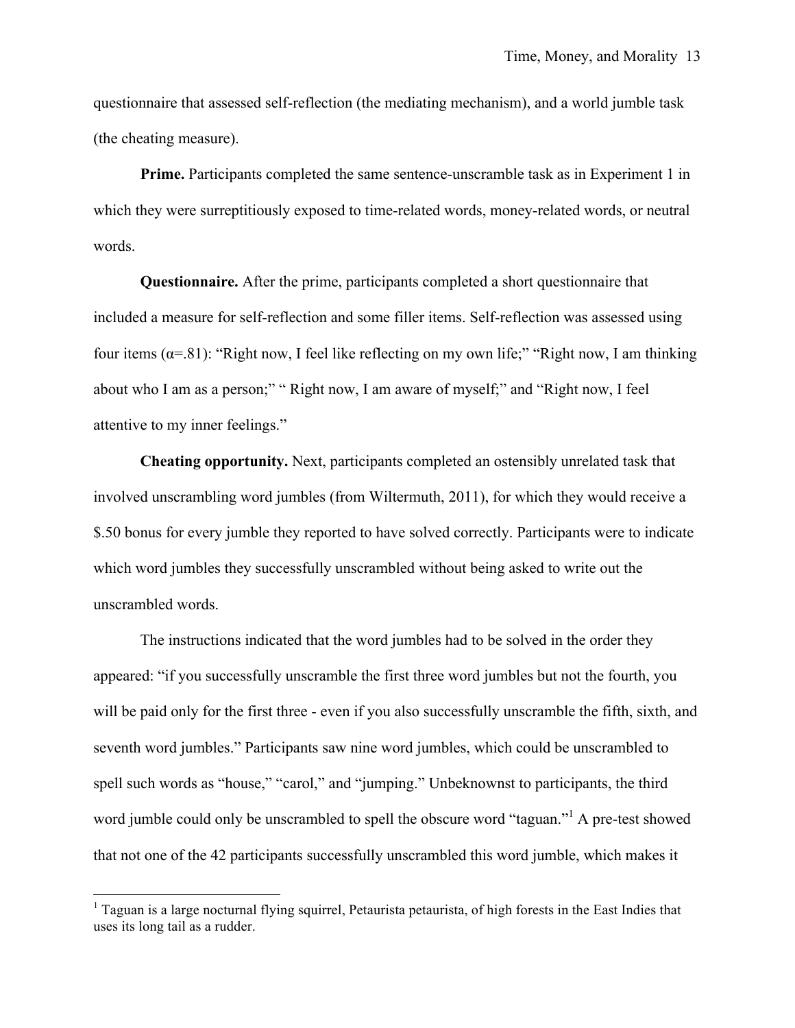questionnaire that assessed self-reflection (the mediating mechanism), and a world jumble task (the cheating measure).

**Prime.** Participants completed the same sentence-unscramble task as in Experiment 1 in which they were surreptitiously exposed to time-related words, money-related words, or neutral words.

**Questionnaire.** After the prime, participants completed a short questionnaire that included a measure for self-reflection and some filler items. Self-reflection was assessed using four items ($\alpha$=.81): "Right now, I feel like reflecting on my own life;" "Right now, I am thinking about who I am as a person;" " Right now, I am aware of myself;" and "Right now, I feel attentive to my inner feelings."

**Cheating opportunity.** Next, participants completed an ostensibly unrelated task that involved unscrambling word jumbles (from Wiltermuth, 2011), for which they would receive a $.50 bonus for every jumble they reported to have solved correctly. Participants were to indicate which word jumbles they successfully unscrambled without being asked to write out the unscrambled words.

The instructions indicated that the word jumbles had to be solved in the order they appeared: "if you successfully unscramble the first three word jumbles but not the fourth, you will be paid only for the first three - even if you also successfully unscramble the fifth, sixth, and seventh word jumbles." Participants saw nine word jumbles, which could be unscrambled to spell such words as "house," "carol," and "jumping." Unbeknownst to participants, the third word jumble could only be unscrambled to spell the obscure word "taguan."[1] A pre-test showed that not one of the 42 participants successfully unscrambled this word jumble, which makes it

[1] Taguan is a large nocturnal flying squirrel, Petaurista petaurista, of high forests in the East Indies that uses its long tail as a rudder.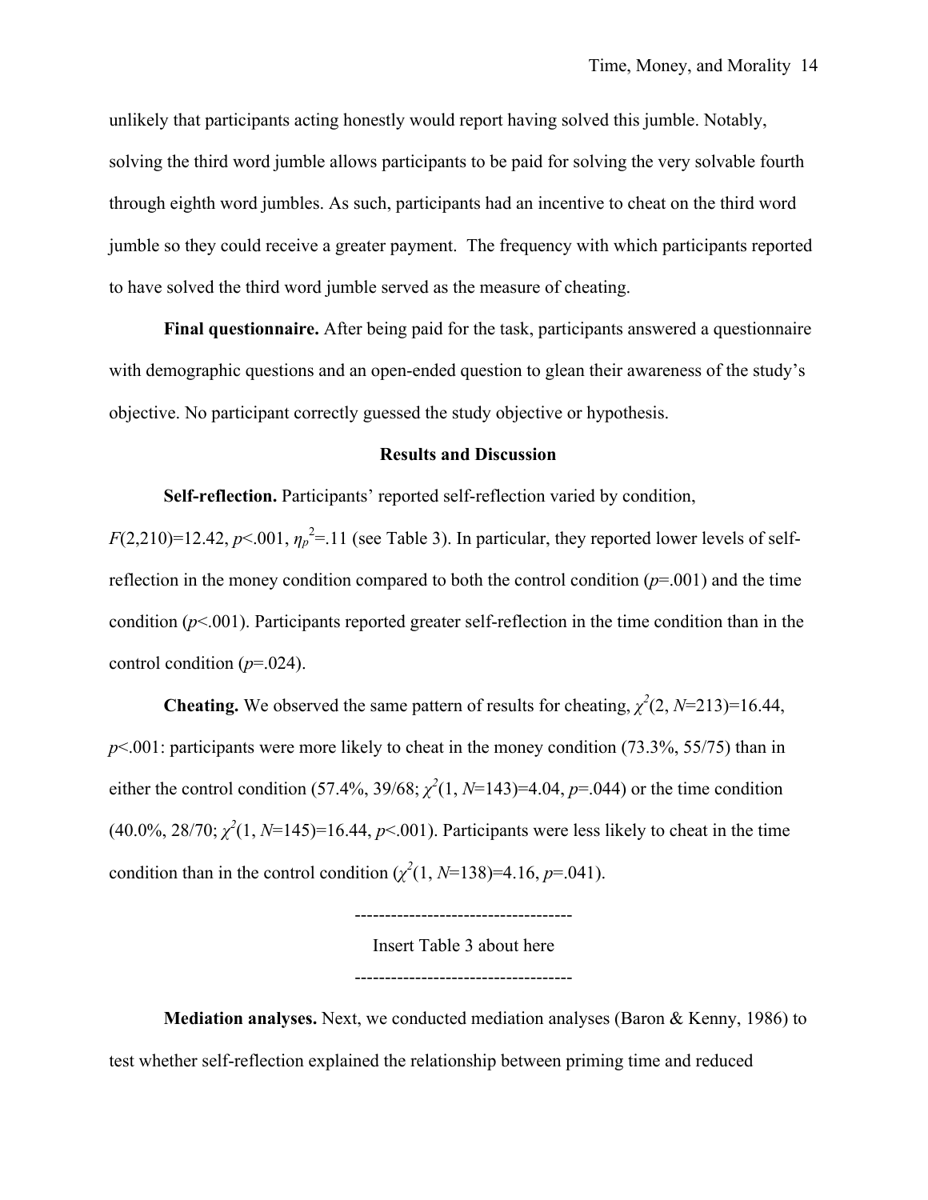unlikely that participants acting honestly would report having solved this jumble. Notably, solving the third word jumble allows participants to be paid for solving the very solvable fourth through eighth word jumbles. As such, participants had an incentive to cheat on the third word jumble so they could receive a greater payment. The frequency with which participants reported to have solved the third word jumble served as the measure of cheating.

**Final questionnaire.** After being paid for the task, participants answered a questionnaire with demographic questions and an open-ended question to glean their awareness of the study's objective. No participant correctly guessed the study objective or hypothesis.

## Results and Discussion

**Self-reflection.** Participants' reported self-reflection varied by condition, $F(2,210)=12.42$, $p<.001$, $\eta_p^2=.11$ (see Table 3). In particular, they reported lower levels of self-reflection in the money condition compared to both the control condition ($p=.001$) and the time condition ($p<.001$). Participants reported greater self-reflection in the time condition than in the control condition ($p=.024$).

**Cheating.** We observed the same pattern of results for cheating, $\chi^2(2, N=213)=16.44$, $p<.001$: participants were more likely to cheat in the money condition (73.3%, 55/75) than in either the control condition (57.4%, 39/68; $\chi^2(1, N=143)=4.04$, $p=.044$) or the time condition (40.0%, 28/70; $\chi^2(1, N=145)=16.44$, $p<.001$). Participants were less likely to cheat in the time condition than in the control condition ($\chi^2(1, N=138)=4.16$, $p=.041$).

------------------------------------

Insert Table 3 about here

------------------------------------

**Mediation analyses.** Next, we conducted mediation analyses (Baron & Kenny, 1986) to test whether self-reflection explained the relationship between priming time and reduced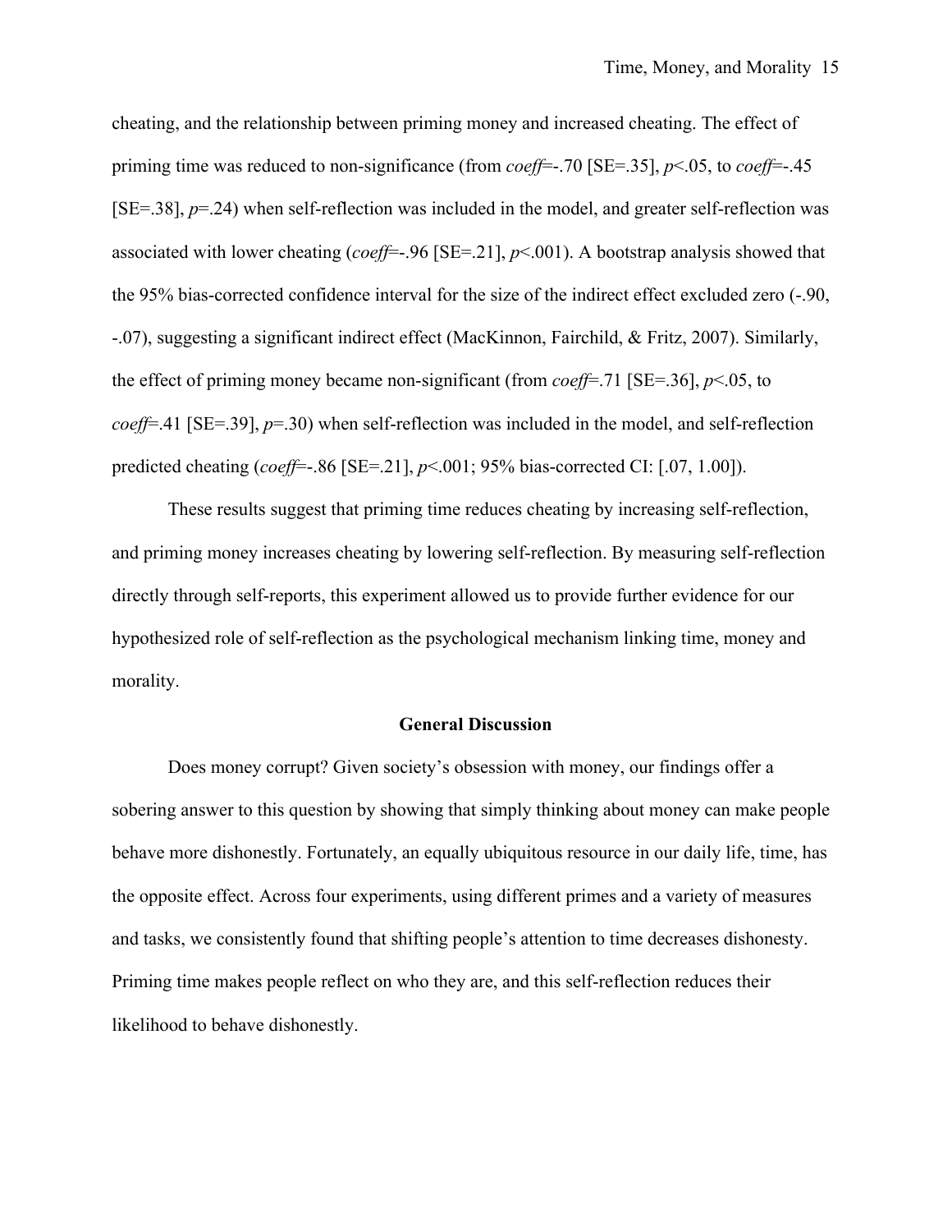cheating, and the relationship between priming money and increased cheating. The effect of priming time was reduced to non-significance (from *coeff*=-.70 [SE=.35], $p<.05$, to *coeff*=-.45 [SE=.38], $p=.24$) when self-reflection was included in the model, and greater self-reflection was associated with lower cheating (*coeff*=-.96 [SE=.21], $p<.001$). A bootstrap analysis showed that the 95% bias-corrected confidence interval for the size of the indirect effect excluded zero (-.90, -.07), suggesting a significant indirect effect (MacKinnon, Fairchild, & Fritz, 2007). Similarly, the effect of priming money became non-significant (from *coeff*=.71 [SE=.36], $p<.05$, to *coeff*=.41 [SE=.39], $p=.30$) when self-reflection was included in the model, and self-reflection predicted cheating (*coeff*=-.86 [SE=.21], $p<.001$; 95% bias-corrected CI: [.07, 1.00]).

These results suggest that priming time reduces cheating by increasing self-reflection, and priming money increases cheating by lowering self-reflection. By measuring self-reflection directly through self-reports, this experiment allowed us to provide further evidence for our hypothesized role of self-reflection as the psychological mechanism linking time, money and morality.

## General Discussion

Does money corrupt? Given society's obsession with money, our findings offer a sobering answer to this question by showing that simply thinking about money can make people behave more dishonestly. Fortunately, an equally ubiquitous resource in our daily life, time, has the opposite effect. Across four experiments, using different primes and a variety of measures and tasks, we consistently found that shifting people's attention to time decreases dishonesty. Priming time makes people reflect on who they are, and this self-reflection reduces their likelihood to behave dishonestly.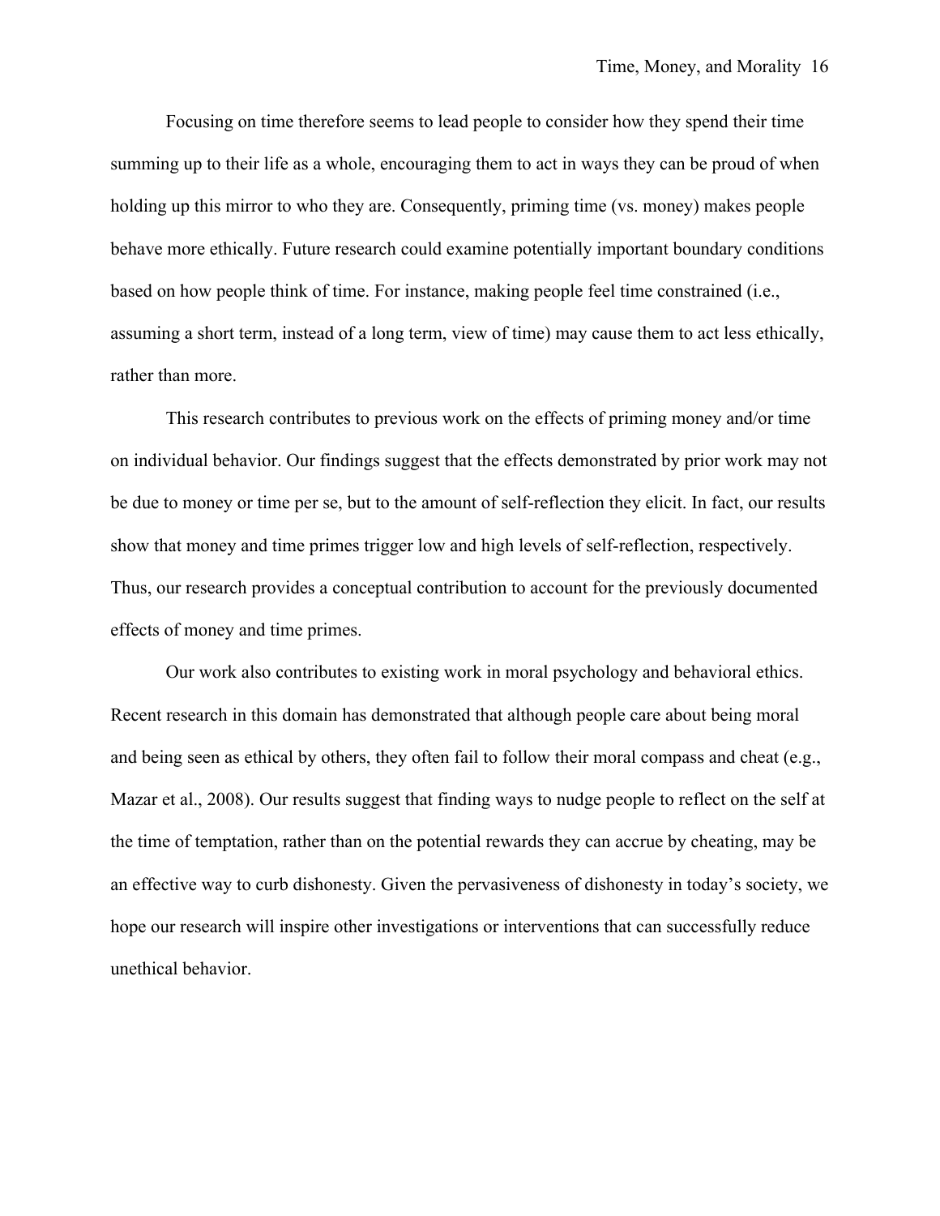Focusing on time therefore seems to lead people to consider how they spend their time summing up to their life as a whole, encouraging them to act in ways they can be proud of when holding up this mirror to who they are. Consequently, priming time (vs. money) makes people behave more ethically. Future research could examine potentially important boundary conditions based on how people think of time. For instance, making people feel time constrained (i.e., assuming a short term, instead of a long term, view of time) may cause them to act less ethically, rather than more.

This research contributes to previous work on the effects of priming money and/or time on individual behavior. Our findings suggest that the effects demonstrated by prior work may not be due to money or time per se, but to the amount of self-reflection they elicit. In fact, our results show that money and time primes trigger low and high levels of self-reflection, respectively. Thus, our research provides a conceptual contribution to account for the previously documented effects of money and time primes.

Our work also contributes to existing work in moral psychology and behavioral ethics. Recent research in this domain has demonstrated that although people care about being moral and being seen as ethical by others, they often fail to follow their moral compass and cheat (e.g., Mazar et al., 2008). Our results suggest that finding ways to nudge people to reflect on the self at the time of temptation, rather than on the potential rewards they can accrue by cheating, may be an effective way to curb dishonesty. Given the pervasiveness of dishonesty in today's society, we hope our research will inspire other investigations or interventions that can successfully reduce unethical behavior.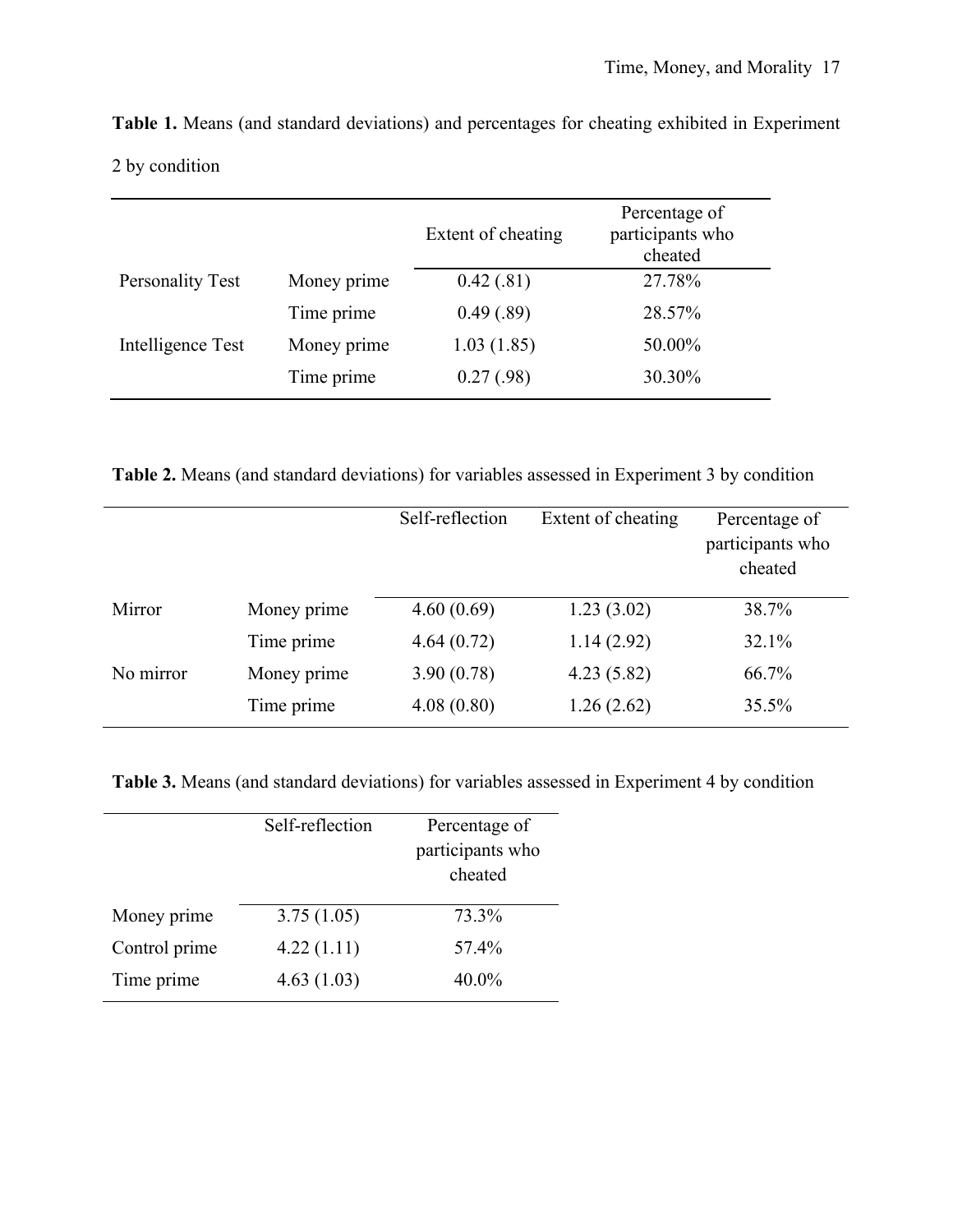**Table 1.** Means (and standard deviations) and percentages for cheating exhibited in Experiment 2 by condition

| | | Extent of cheating | Percentage of participants who cheated |
|---|---|---|---|
| Personality Test | Money prime | 0.42 (.81) | 27.78% |
| | Time prime | 0.49 (.89) | 28.57% |
| Intelligence Test | Money prime | 1.03 (1.85) | 50.00% |
| | Time prime | 0.27 (.98) | 30.30% |

**Table 2.** Means (and standard deviations) for variables assessed in Experiment 3 by condition

| | | Self-reflection | Extent of cheating | Percentage of participants who cheated |
|---|---|---|---|---|
| Mirror | Money prime | 4.60 (0.69) | 1.23 (3.02) | 38.7% |
| | Time prime | 4.64 (0.72) | 1.14 (2.92) | 32.1% |
| No mirror | Money prime | 3.90 (0.78) | 4.23 (5.82) | 66.7% |
| | Time prime | 4.08 (0.80) | 1.26 (2.62) | 35.5% |

**Table 3.** Means (and standard deviations) for variables assessed in Experiment 4 by condition

| | Self-reflection | Percentage of participants who cheated |
|---|---|---|
| Money prime | 3.75 (1.05) | 73.3% |
| Control prime | 4.22 (1.11) | 57.4% |
| Time prime | 4.63 (1.03) | 40.0% |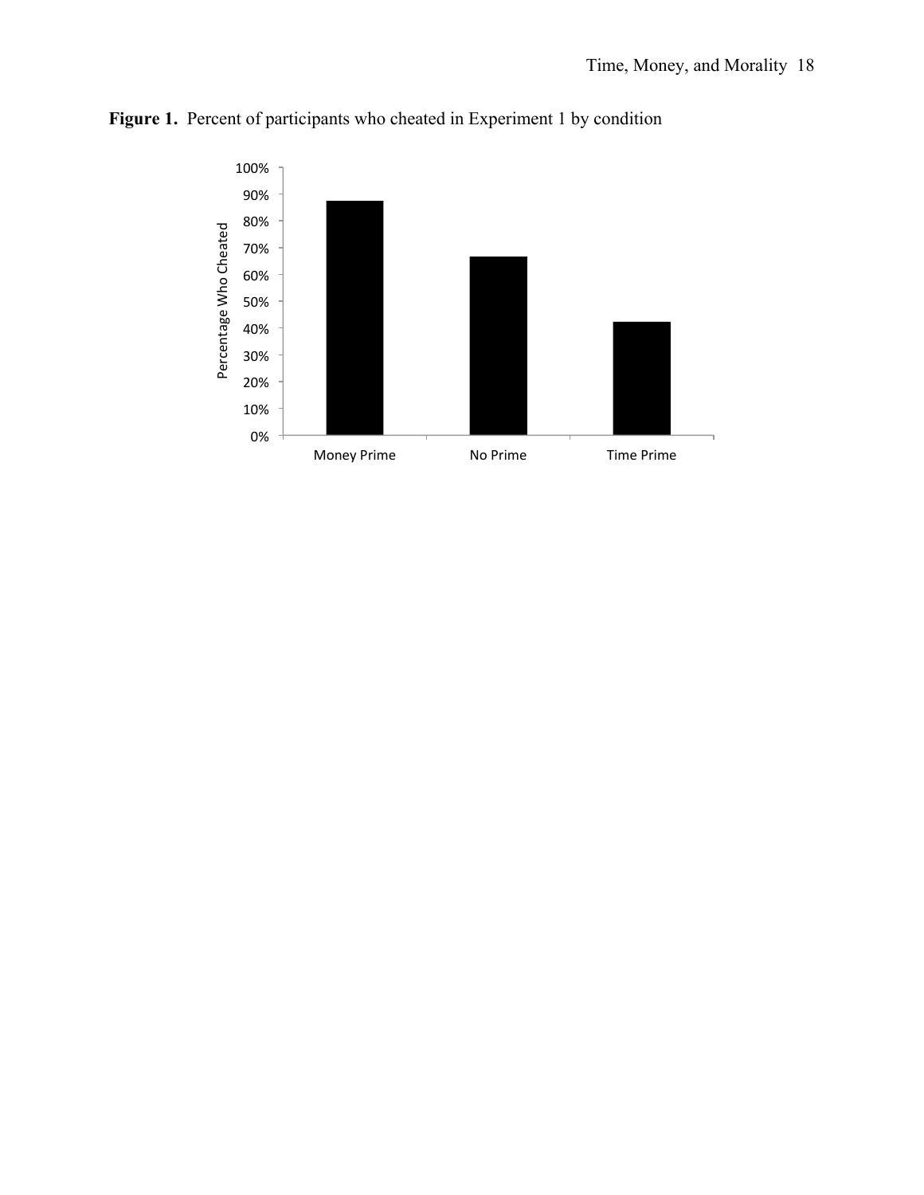**Figure 1.** Percent of participants who cheated in Experiment 1 by condition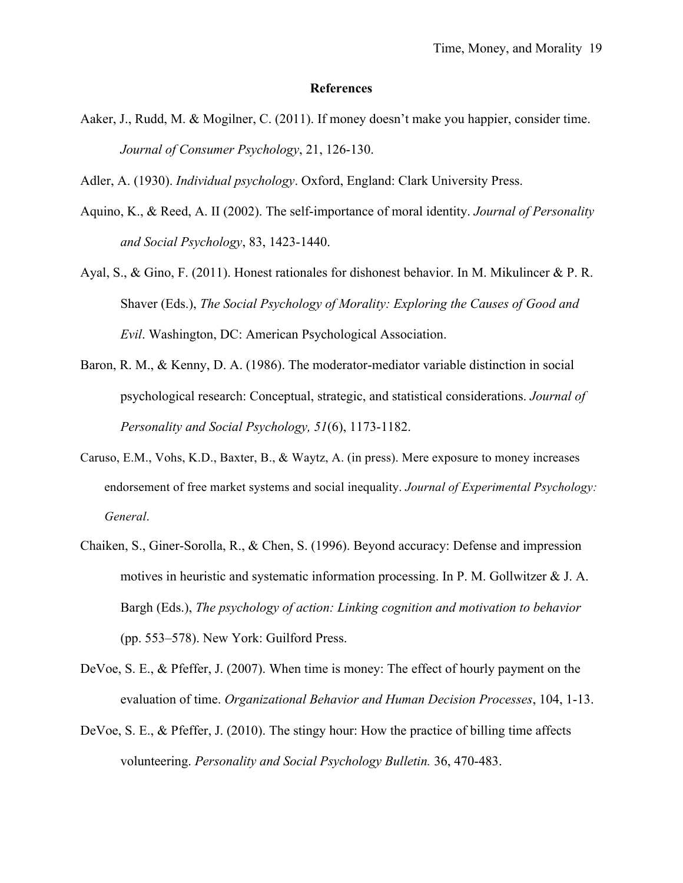## References

Aaker, J., Rudd, M. & Mogilner, C. (2011). If money doesn't make you happier, consider time. *Journal of Consumer Psychology*, 21, 126-130.

Adler, A. (1930). *Individual psychology*. Oxford, England: Clark University Press.

Aquino, K., & Reed, A. II (2002). The self-importance of moral identity. *Journal of Personality and Social Psychology*, 83, 1423-1440.

Ayal, S., & Gino, F. (2011). Honest rationales for dishonest behavior. In M. Mikulincer & P. R. Shaver (Eds.), *The Social Psychology of Morality: Exploring the Causes of Good and Evil*. Washington, DC: American Psychological Association.

Baron, R. M., & Kenny, D. A. (1986). The moderator-mediator variable distinction in social psychological research: Conceptual, strategic, and statistical considerations. *Journal of Personality and Social Psychology, 51*(6), 1173-1182.

Caruso, E.M., Vohs, K.D., Baxter, B., & Waytz, A. (in press). Mere exposure to money increases endorsement of free market systems and social inequality. *Journal of Experimental Psychology: General*.

Chaiken, S., Giner-Sorolla, R., & Chen, S. (1996). Beyond accuracy: Defense and impression motives in heuristic and systematic information processing. In P. M. Gollwitzer & J. A. Bargh (Eds.), *The psychology of action: Linking cognition and motivation to behavior* (pp. 553–578). New York: Guilford Press.

DeVoe, S. E., & Pfeffer, J. (2007). When time is money: The effect of hourly payment on the evaluation of time. *Organizational Behavior and Human Decision Processes*, 104, 1-13.

DeVoe, S. E., & Pfeffer, J. (2010). The stingy hour: How the practice of billing time affects volunteering. *Personality and Social Psychology Bulletin.* 36, 470-483.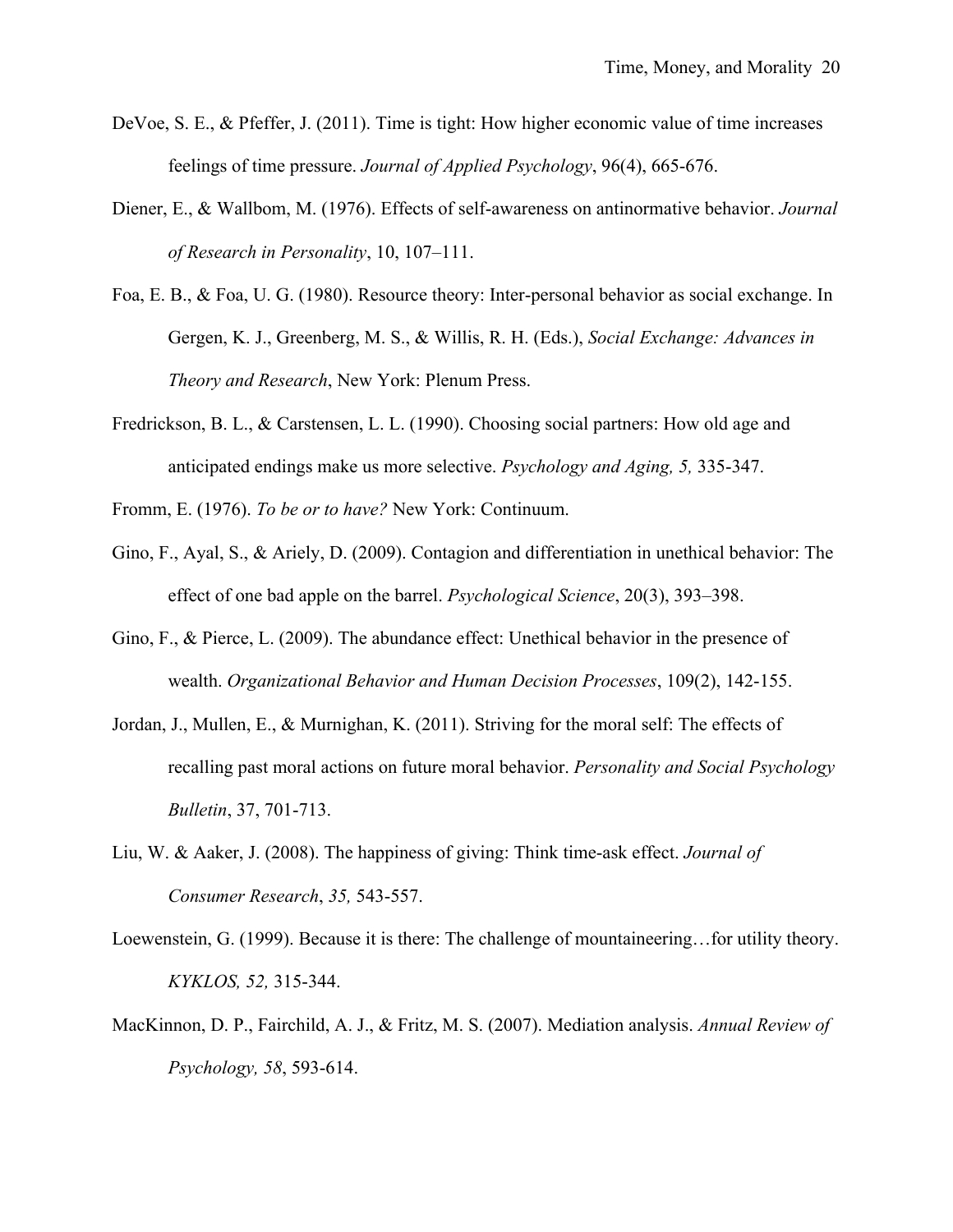DeVoe, S. E., & Pfeffer, J. (2011). Time is tight: How higher economic value of time increases feelings of time pressure. *Journal of Applied Psychology*, 96(4), 665-676.

Diener, E., & Wallbom, M. (1976). Effects of self-awareness on antinormative behavior. *Journal of Research in Personality*, 10, 107–111.

Foa, E. B., & Foa, U. G. (1980). Resource theory: Inter-personal behavior as social exchange. In Gergen, K. J., Greenberg, M. S., & Willis, R. H. (Eds.), *Social Exchange: Advances in Theory and Research*, New York: Plenum Press.

Fredrickson, B. L., & Carstensen, L. L. (1990). Choosing social partners: How old age and anticipated endings make us more selective. *Psychology and Aging, 5,* 335-347.

Fromm, E. (1976). *To be or to have?* New York: Continuum.

Gino, F., Ayal, S., & Ariely, D. (2009). Contagion and differentiation in unethical behavior: The effect of one bad apple on the barrel. *Psychological Science*, 20(3), 393–398.

Gino, F., & Pierce, L. (2009). The abundance effect: Unethical behavior in the presence of wealth. *Organizational Behavior and Human Decision Processes*, 109(2), 142-155.

Jordan, J., Mullen, E., & Murnighan, K. (2011). Striving for the moral self: The effects of recalling past moral actions on future moral behavior. *Personality and Social Psychology Bulletin*, 37, 701-713.

Liu, W. & Aaker, J. (2008). The happiness of giving: Think time-ask effect. *Journal of Consumer Research*, *35,* 543-557.

Loewenstein, G. (1999). Because it is there: The challenge of mountaineering…for utility theory. *KYKLOS, 52,* 315-344.

MacKinnon, D. P., Fairchild, A. J., & Fritz, M. S. (2007). Mediation analysis. *Annual Review of Psychology, 58*, 593-614.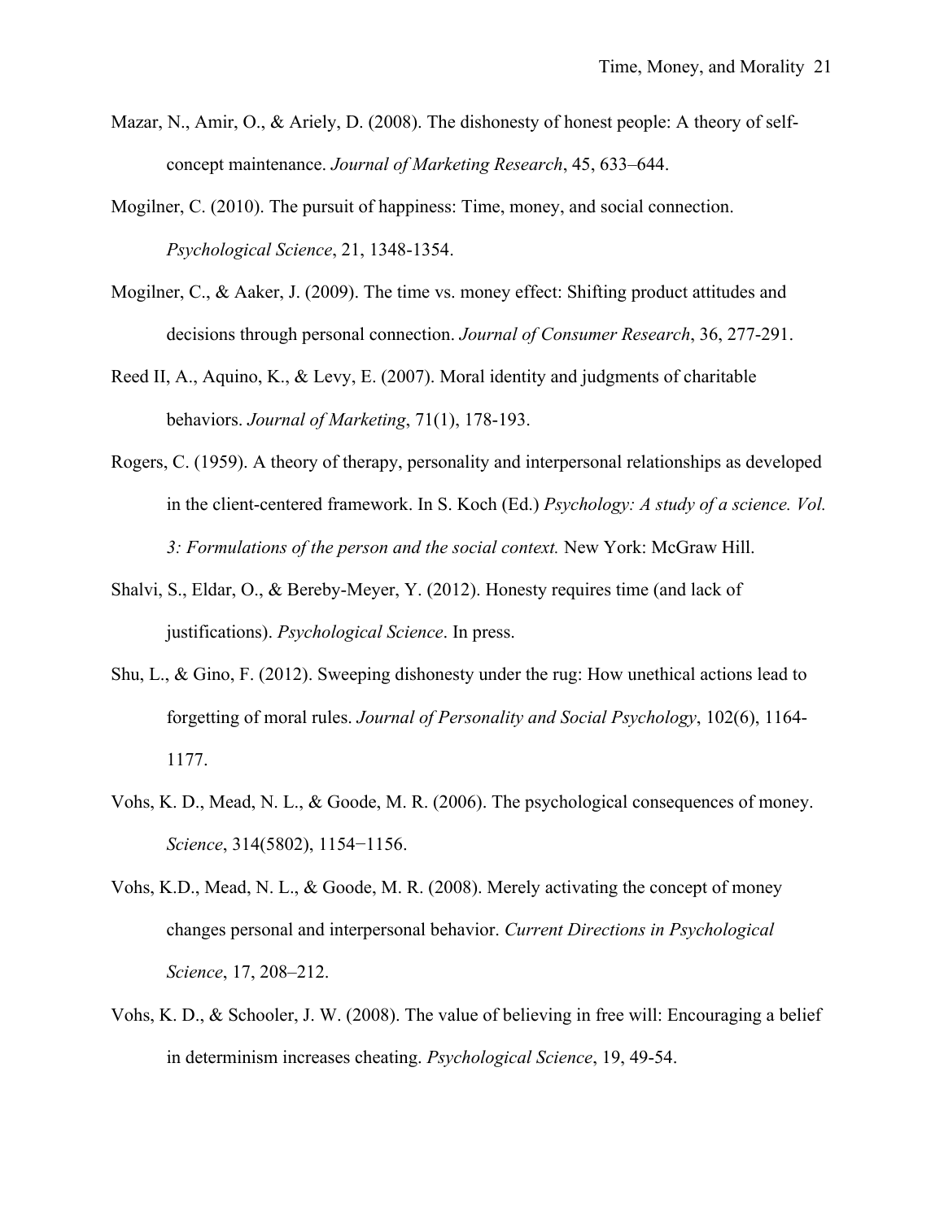Mazar, N., Amir, O., & Ariely, D. (2008). The dishonesty of honest people: A theory of self-concept maintenance. *Journal of Marketing Research*, 45, 633–644.

Mogilner, C. (2010). The pursuit of happiness: Time, money, and social connection. *Psychological Science*, 21, 1348-1354.

Mogilner, C., & Aaker, J. (2009). The time vs. money effect: Shifting product attitudes and decisions through personal connection. *Journal of Consumer Research*, 36, 277-291.

Reed II, A., Aquino, K., & Levy, E. (2007). Moral identity and judgments of charitable behaviors. *Journal of Marketing*, 71(1), 178-193.

Rogers, C. (1959). A theory of therapy, personality and interpersonal relationships as developed in the client-centered framework. In S. Koch (Ed.) *Psychology: A study of a science. Vol. 3: Formulations of the person and the social context.* New York: McGraw Hill.

Shalvi, S., Eldar, O., & Bereby-Meyer, Y. (2012). Honesty requires time (and lack of justifications). *Psychological Science*. In press.

Shu, L., & Gino, F. (2012). Sweeping dishonesty under the rug: How unethical actions lead to forgetting of moral rules. *Journal of Personality and Social Psychology*, 102(6), 1164-1177.

Vohs, K. D., Mead, N. L., & Goode, M. R. (2006). The psychological consequences of money. *Science*, 314(5802), 1154−1156.

Vohs, K.D., Mead, N. L., & Goode, M. R. (2008). Merely activating the concept of money changes personal and interpersonal behavior. *Current Directions in Psychological Science*, 17, 208–212.

Vohs, K. D., & Schooler, J. W. (2008). The value of believing in free will: Encouraging a belief in determinism increases cheating. *Psychological Science*, 19, 49-54.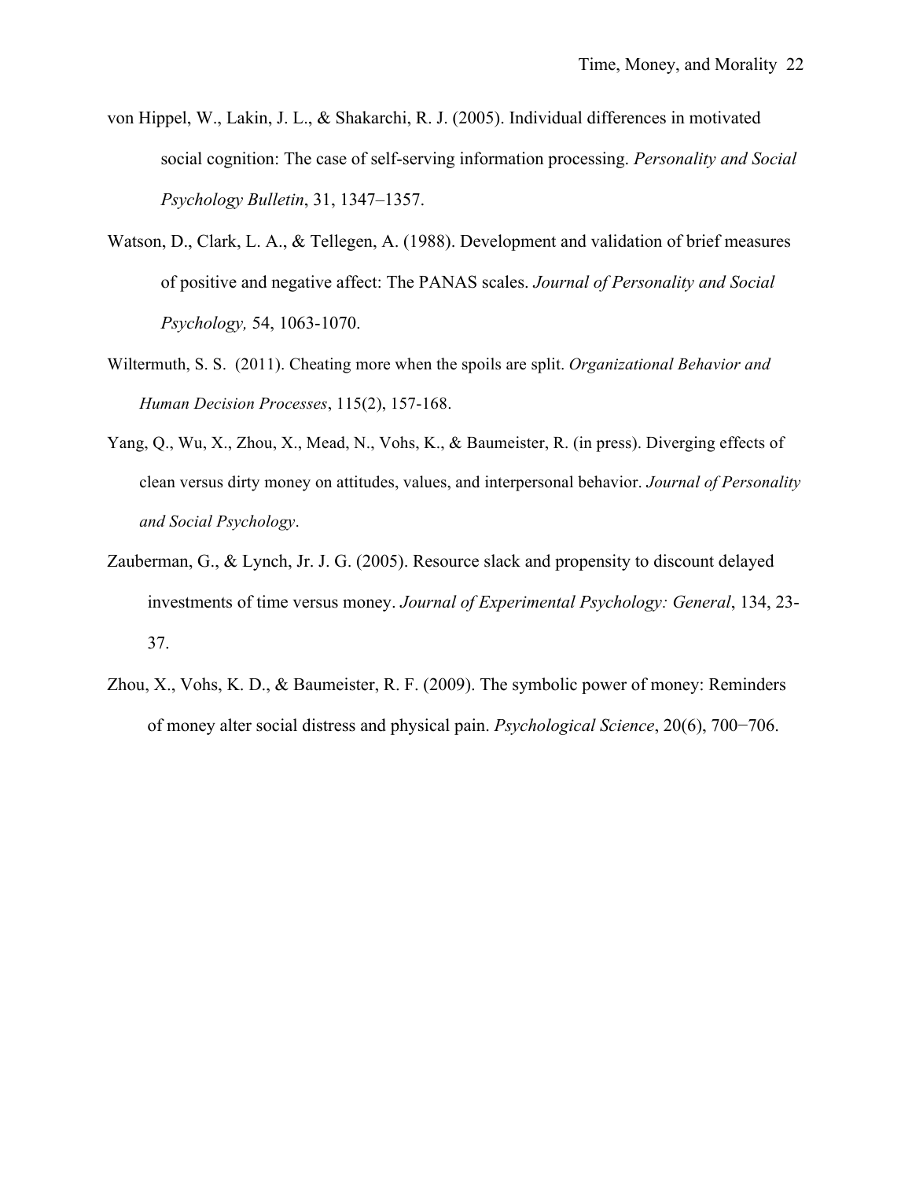von Hippel, W., Lakin, J. L., & Shakarchi, R. J. (2005). Individual differences in motivated social cognition: The case of self-serving information processing. *Personality and Social Psychology Bulletin*, 31, 1347–1357.

Watson, D., Clark, L. A., & Tellegen, A. (1988). Development and validation of brief measures of positive and negative affect: The PANAS scales. *Journal of Personality and Social Psychology,* 54, 1063-1070.

Wiltermuth, S. S. (2011). Cheating more when the spoils are split. *Organizational Behavior and Human Decision Processes*, 115(2), 157-168.

Yang, Q., Wu, X., Zhou, X., Mead, N., Vohs, K., & Baumeister, R. (in press). Diverging effects of clean versus dirty money on attitudes, values, and interpersonal behavior. *Journal of Personality and Social Psychology*.

Zauberman, G., & Lynch, Jr. J. G. (2005). Resource slack and propensity to discount delayed investments of time versus money. *Journal of Experimental Psychology: General*, 134, 23-37.

Zhou, X., Vohs, K. D., & Baumeister, R. F. (2009). The symbolic power of money: Reminders of money alter social distress and physical pain. *Psychological Science*, 20(6), 700−706.